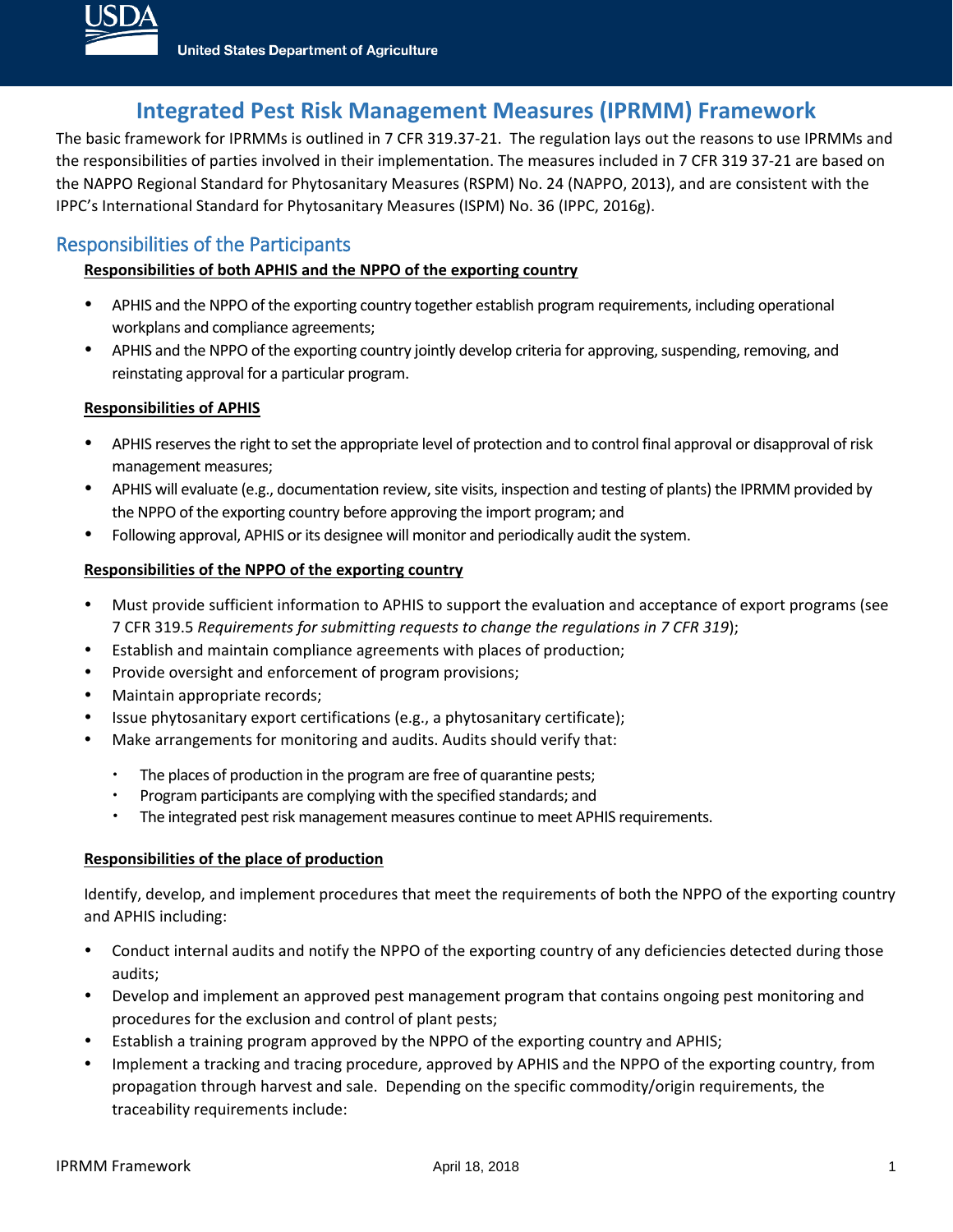# Integrated Pest Risk Management Measures (IPRMM) Framework

The basic framework for IPRMMs is outlined in 7 CFR 319.37-21. The regulation lays out the reasons to use IPRMMs and the responsibilities of parties involved in their implementation. The measures included in 7 CFR 319 37-21 are based on the NAPPO Regional Standard for Phytosanitary Measures (RSPM) No. 24 (NAPPO, 2013), and are consistent with the IPPC's International Standard for Phytosanitary Measures (ISPM) No. 36 (IPPC, 2016g).

## Responsibilities of the Participants

**Responsibilities of both APHIS and the NPPO of the exporting country**

- APHIS and the NPPO of the exporting country together establish program requirements, including operational workplans and compliance agreements;
- APHIS and the NPPO of the exporting country jointly develop criteria for approving, suspending, removing, and reinstating approval for a particular program.

**Responsibilities of APHIS**

- APHIS reserves the right to set the appropriate level of protection and to control final approval or disapproval of risk management measures;
- APHIS will evaluate (e.g., documentation review, site visits, inspection and testing of plants) the IPRMM provided by the NPPO of the exporting country before approving the import program; and
- Following approval, APHIS or its designee will monitor and periodically audit the system.

**Responsibilities of the NPPO of the exporting country**

- Must provide sufficient information to APHIS to support the evaluation and acceptance of export programs (see 7 CFR 319.5 *Requirements for submitting requests to change the regulations in 7 CFR 319*);
- Establish and maintain compliance agreements with places of production;
- Provide oversight and enforcement of program provisions;
- Maintain appropriate records;
- Issue phytosanitary export certifications (e.g., a phytosanitary certificate);
- Make arrangements for monitoring and audits. Audits should verify that:
  - The places of production in the program are free of quarantine pests;
  - Program participants are complying with the specified standards; and
  - The integrated pest risk management measures continue to meet APHIS requirements.

**Responsibilities of the place of production**

Identify, develop, and implement procedures that meet the requirements of both the NPPO of the exporting country and APHIS including:

- Conduct internal audits and notify the NPPO of the exporting country of any deficiencies detected during those audits;
- Develop and implement an approved pest management program that contains ongoing pest monitoring and procedures for the exclusion and control of plant pests;
- Establish a training program approved by the NPPO of the exporting country and APHIS;
- Implement a tracking and tracing procedure, approved by APHIS and the NPPO of the exporting country, from propagation through harvest and sale. Depending on the specific commodity/origin requirements, the traceability requirements include: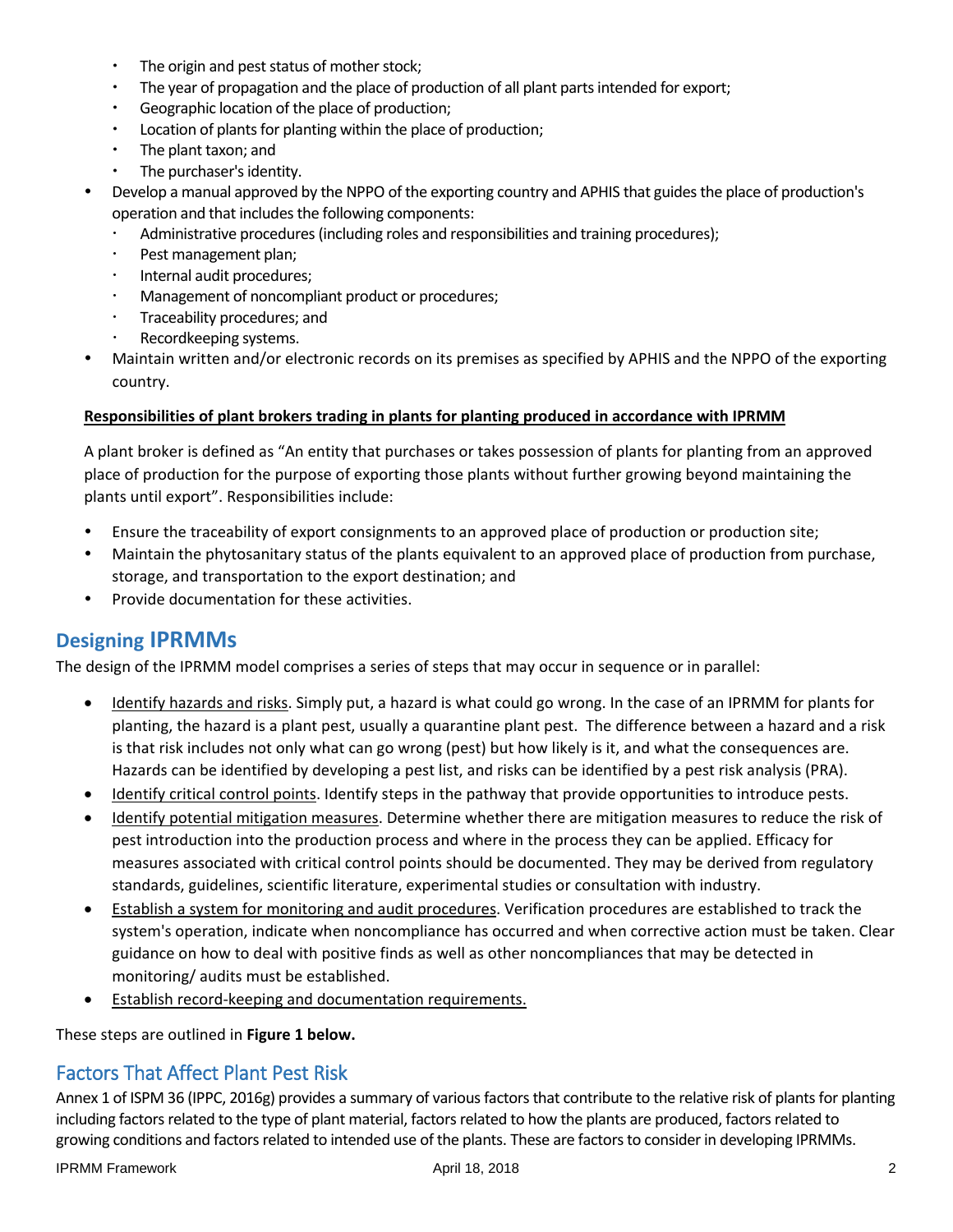- The origin and pest status of mother stock;
    - The year of propagation and the place of production of all plant parts intended for export;
    - Geographic location of the place of production;
    - Location of plants for planting within the place of production;
    - The plant taxon; and
    - The purchaser's identity.
- Develop a manual approved by the NPPO of the exporting country and APHIS that guides the place of production's operation and that includes the following components:
    - Administrative procedures (including roles and responsibilities and training procedures);
    - Pest management plan;
    - Internal audit procedures;
    - Management of noncompliant product or procedures;
    - Traceability procedures; and
    - Recordkeeping systems.
- Maintain written and/or electronic records on its premises as specified by APHIS and the NPPO of the exporting country.

**Responsibilities of plant brokers trading in plants for planting produced in accordance with IPRMM**

A plant broker is defined as "An entity that purchases or takes possession of plants for planting from an approved place of production for the purpose of exporting those plants without further growing beyond maintaining the plants until export". Responsibilities include:

- Ensure the traceability of export consignments to an approved place of production or production site;
- Maintain the phytosanitary status of the plants equivalent to an approved place of production from purchase, storage, and transportation to the export destination; and
- Provide documentation for these activities.

## Designing IPRMMs

The design of the IPRMM model comprises a series of steps that may occur in sequence or in parallel:

- Identify hazards and risks. Simply put, a hazard is what could go wrong. In the case of an IPRMM for plants for planting, the hazard is a plant pest, usually a quarantine plant pest. The difference between a hazard and a risk is that risk includes not only what can go wrong (pest) but how likely is it, and what the consequences are. Hazards can be identified by developing a pest list, and risks can be identified by a pest risk analysis (PRA).
- Identify critical control points. Identify steps in the pathway that provide opportunities to introduce pests.
- Identify potential mitigation measures. Determine whether there are mitigation measures to reduce the risk of pest introduction into the production process and where in the process they can be applied. Efficacy for measures associated with critical control points should be documented. They may be derived from regulatory standards, guidelines, scientific literature, experimental studies or consultation with industry.
- Establish a system for monitoring and audit procedures. Verification procedures are established to track the system's operation, indicate when noncompliance has occurred and when corrective action must be taken. Clear guidance on how to deal with positive finds as well as other noncompliances that may be detected in monitoring/ audits must be established.
- Establish record-keeping and documentation requirements.

These steps are outlined in **Figure 1 below.**

## Factors That Affect Plant Pest Risk

Annex 1 of ISPM 36 (IPPC, 2016g) provides a summary of various factors that contribute to the relative risk of plants for planting including factors related to the type of plant material, factors related to how the plants are produced, factors related to growing conditions and factors related to intended use of the plants. These are factors to consider in developing IPRMMs.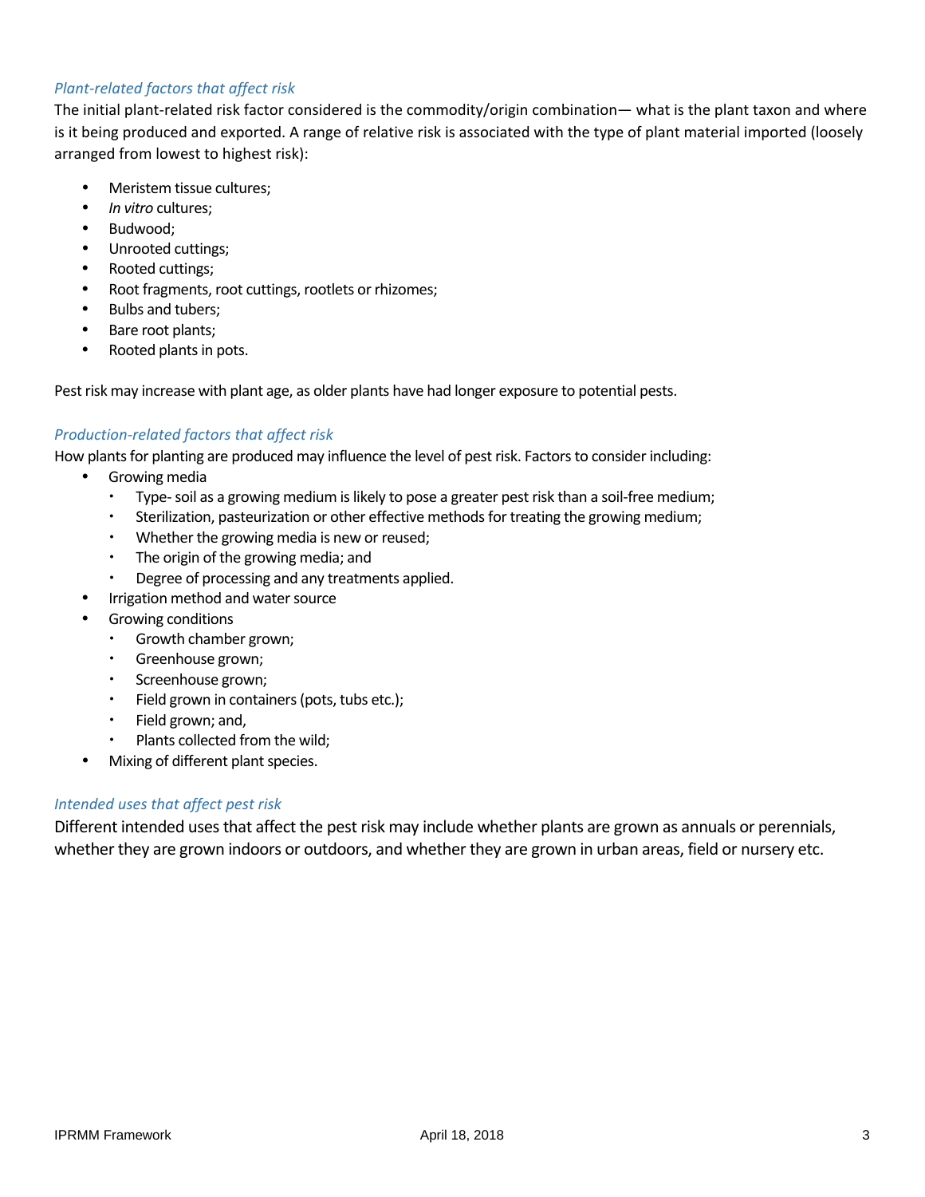### *Plant-related factors that affect risk*

The initial plant-related risk factor considered is the commodity/origin combination— what is the plant taxon and where is it being produced and exported. A range of relative risk is associated with the type of plant material imported (loosely arranged from lowest to highest risk):

- Meristem tissue cultures;
- *In vitro* cultures;
- Budwood;
- Unrooted cuttings;
- Rooted cuttings;
- Root fragments, root cuttings, rootlets or rhizomes;
- Bulbs and tubers;
- Bare root plants;
- Rooted plants in pots.

Pest risk may increase with plant age, as older plants have had longer exposure to potential pests.

### *Production-related factors that affect risk*

How plants for planting are produced may influence the level of pest risk. Factors to consider including:

- Growing media
  - Type- soil as a growing medium is likely to pose a greater pest risk than a soil-free medium;
  - Sterilization, pasteurization or other effective methods for treating the growing medium;
  - Whether the growing media is new or reused;
  - The origin of the growing media; and
  - Degree of processing and any treatments applied.
- Irrigation method and water source
- Growing conditions
  - Growth chamber grown;
  - Greenhouse grown;
  - Screenhouse grown;
  - Field grown in containers (pots, tubs etc.);
  - Field grown; and,
  - Plants collected from the wild;
- Mixing of different plant species.

### *Intended uses that affect pest risk*

Different intended uses that affect the pest risk may include whether plants are grown as annuals or perennials, whether they are grown indoors or outdoors, and whether they are grown in urban areas, field or nursery etc.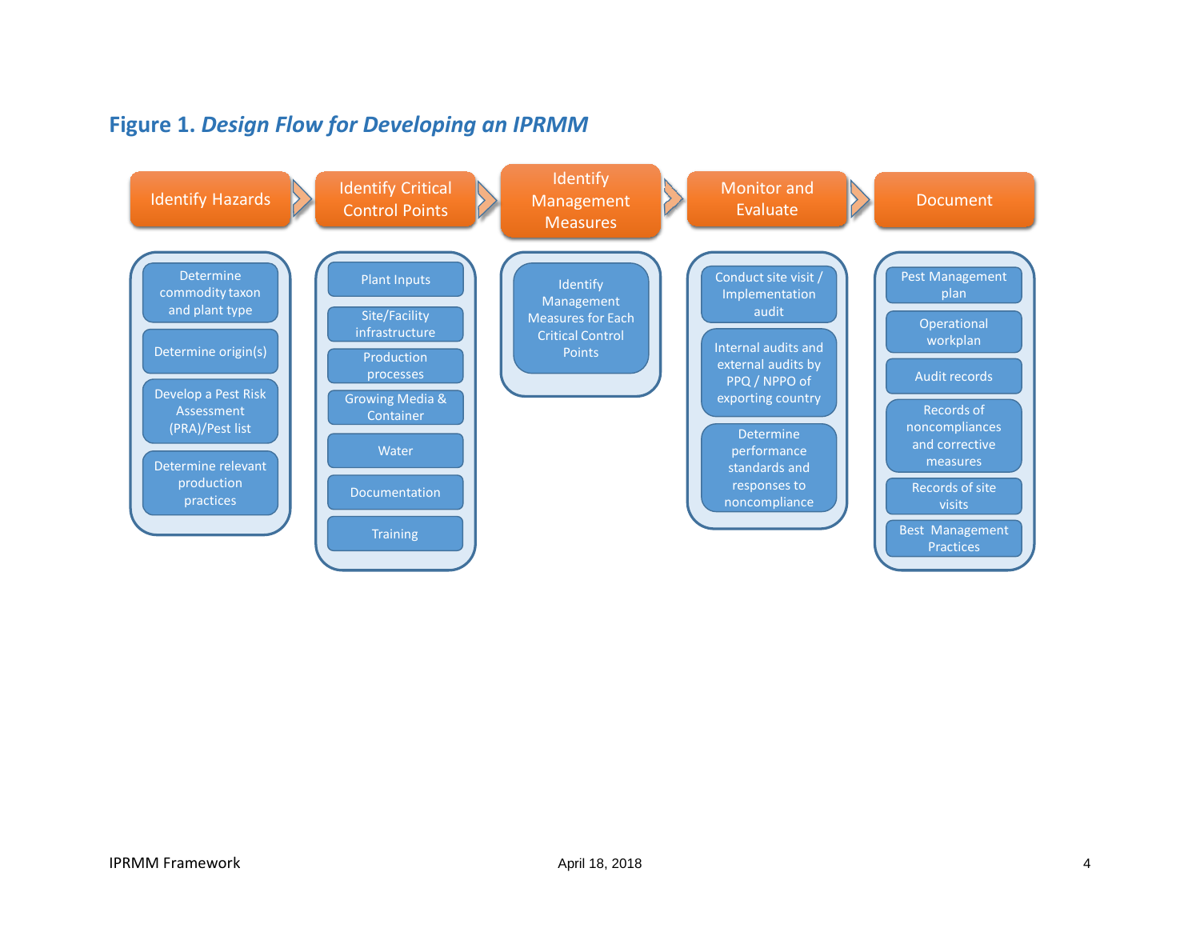## Figure 1. *Design Flow for Developing an IPRMM*

**Identify Hazards**
- Determine commodity taxon and plant type
- Determine origin(s)
- Develop a Pest Risk Assessment (PRA)/Pest list
- Determine relevant production practices

**Identify Critical Control Points**
- Plant Inputs
- Site/Facility infrastructure
- Production processes
- Growing Media & Container
- Water
- Documentation
- Training

**Identify Management Measures**
- Identify Management Measures for Each Critical Control Points

**Monitor and Evaluate**
- Conduct site visit / Implementation audit
- Internal audits and external audits by PPQ / NPPO of exporting country
- Determine performance standards and responses to noncompliance

**Document**
- Pest Management plan
- Operational workplan
- Audit records
- Records of noncompliances and corrective measures
- Records of site visits
- Best Management Practices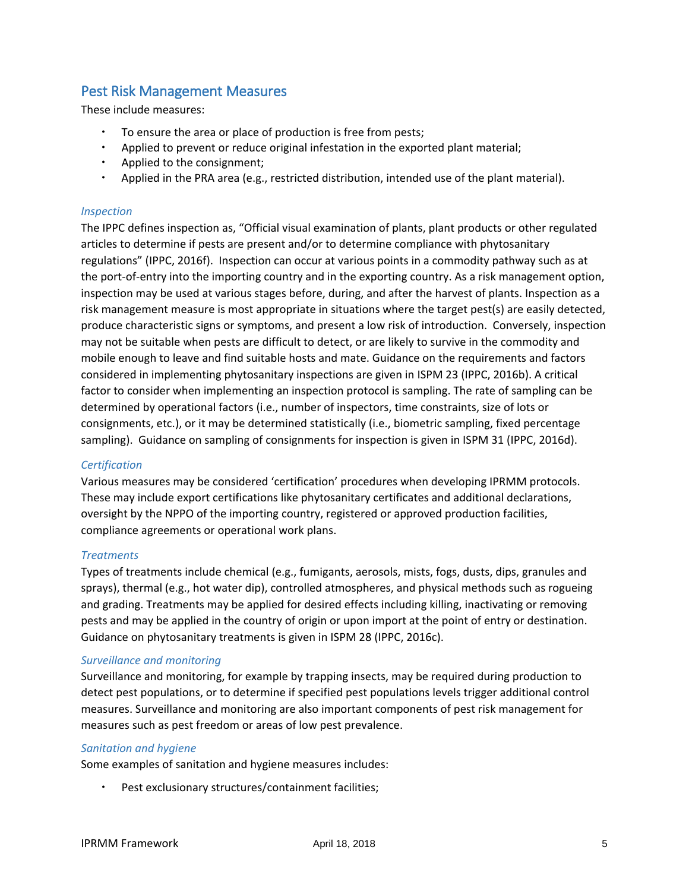## Pest Risk Management Measures

These include measures:

- To ensure the area or place of production is free from pests;
- Applied to prevent or reduce original infestation in the exported plant material;
- Applied to the consignment;
- Applied in the PRA area (e.g., restricted distribution, intended use of the plant material).

### *Inspection*

The IPPC defines inspection as, "Official visual examination of plants, plant products or other regulated articles to determine if pests are present and/or to determine compliance with phytosanitary regulations" (IPPC, 2016f). Inspection can occur at various points in a commodity pathway such as at the port-of-entry into the importing country and in the exporting country. As a risk management option, inspection may be used at various stages before, during, and after the harvest of plants. Inspection as a risk management measure is most appropriate in situations where the target pest(s) are easily detected, produce characteristic signs or symptoms, and present a low risk of introduction. Conversely, inspection may not be suitable when pests are difficult to detect, or are likely to survive in the commodity and mobile enough to leave and find suitable hosts and mate. Guidance on the requirements and factors considered in implementing phytosanitary inspections are given in ISPM 23 (IPPC, 2016b). A critical factor to consider when implementing an inspection protocol is sampling. The rate of sampling can be determined by operational factors (i.e., number of inspectors, time constraints, size of lots or consignments, etc.), or it may be determined statistically (i.e., biometric sampling, fixed percentage sampling). Guidance on sampling of consignments for inspection is given in ISPM 31 (IPPC, 2016d).

### *Certification*

Various measures may be considered 'certification' procedures when developing IPRMM protocols. These may include export certifications like phytosanitary certificates and additional declarations, oversight by the NPPO of the importing country, registered or approved production facilities, compliance agreements or operational work plans.

### *Treatments*

Types of treatments include chemical (e.g., fumigants, aerosols, mists, fogs, dusts, dips, granules and sprays), thermal (e.g., hot water dip), controlled atmospheres, and physical methods such as rogueing and grading. Treatments may be applied for desired effects including killing, inactivating or removing pests and may be applied in the country of origin or upon import at the point of entry or destination. Guidance on phytosanitary treatments is given in ISPM 28 (IPPC, 2016c).

### *Surveillance and monitoring*

Surveillance and monitoring, for example by trapping insects, may be required during production to detect pest populations, or to determine if specified pest populations levels trigger additional control measures. Surveillance and monitoring are also important components of pest risk management for measures such as pest freedom or areas of low pest prevalence.

### *Sanitation and hygiene*

Some examples of sanitation and hygiene measures includes:

- Pest exclusionary structures/containment facilities;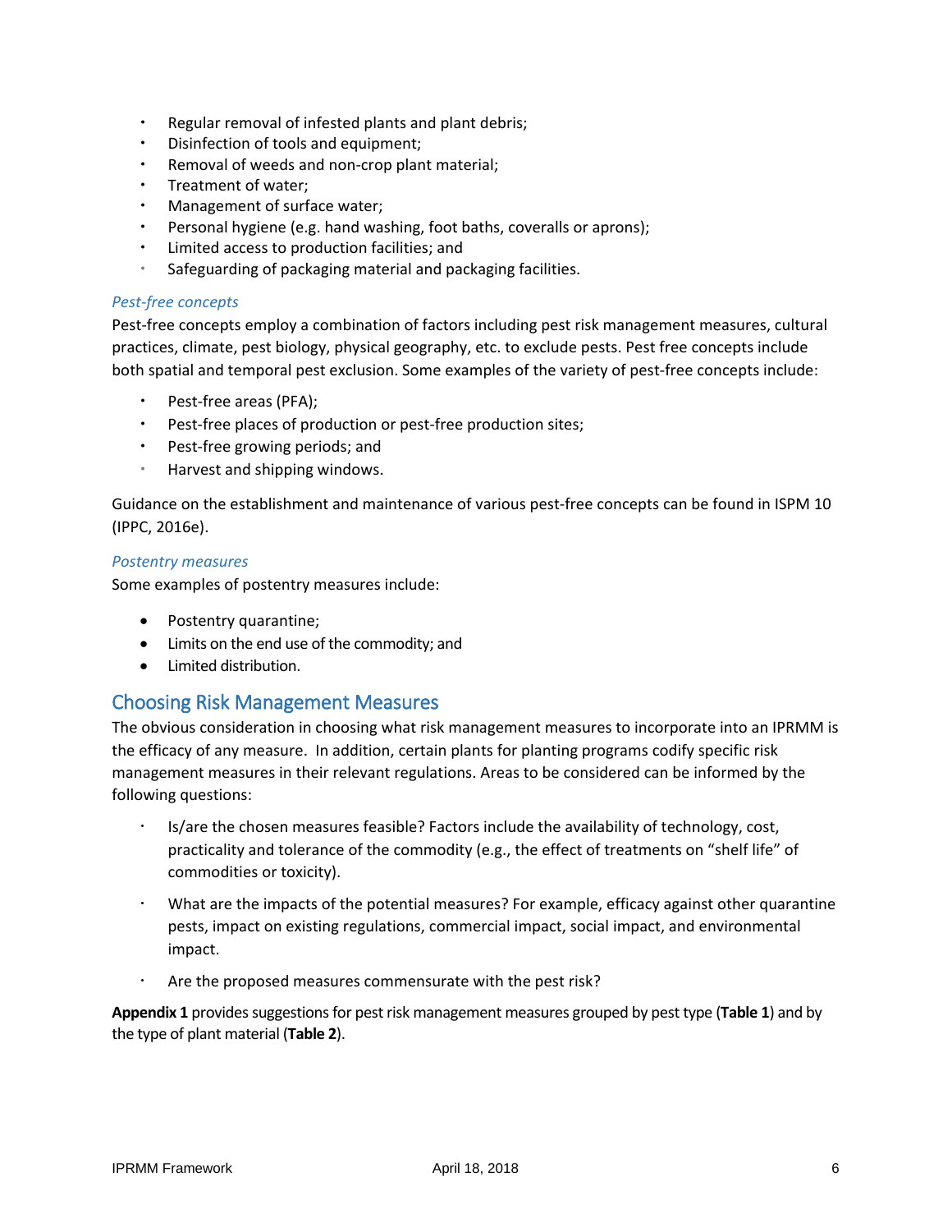- Regular removal of infested plants and plant debris;
- Disinfection of tools and equipment;
- Removal of weeds and non-crop plant material;
- Treatment of water;
- Management of surface water;
- Personal hygiene (e.g. hand washing, foot baths, coveralls or aprons);
- Limited access to production facilities; and
- Safeguarding of packaging material and packaging facilities.

*Pest-free concepts*

Pest-free concepts employ a combination of factors including pest risk management measures, cultural practices, climate, pest biology, physical geography, etc. to exclude pests. Pest free concepts include both spatial and temporal pest exclusion. Some examples of the variety of pest-free concepts include:

- Pest-free areas (PFA);
- Pest-free places of production or pest-free production sites;
- Pest-free growing periods; and
- Harvest and shipping windows.

Guidance on the establishment and maintenance of various pest-free concepts can be found in ISPM 10 (IPPC, 2016e).

*Postentry measures*

Some examples of postentry measures include:

- Postentry quarantine;
- Limits on the end use of the commodity; and
- Limited distribution.

## Choosing Risk Management Measures

The obvious consideration in choosing what risk management measures to incorporate into an IPRMM is the efficacy of any measure. In addition, certain plants for planting programs codify specific risk management measures in their relevant regulations. Areas to be considered can be informed by the following questions:

- Is/are the chosen measures feasible? Factors include the availability of technology, cost, practicality and tolerance of the commodity (e.g., the effect of treatments on "shelf life" of commodities or toxicity).

- What are the impacts of the potential measures? For example, efficacy against other quarantine pests, impact on existing regulations, commercial impact, social impact, and environmental impact.

- Are the proposed measures commensurate with the pest risk?

**Appendix 1** provides suggestions for pest risk management measures grouped by pest type (**Table 1**) and by the type of plant material (**Table 2**).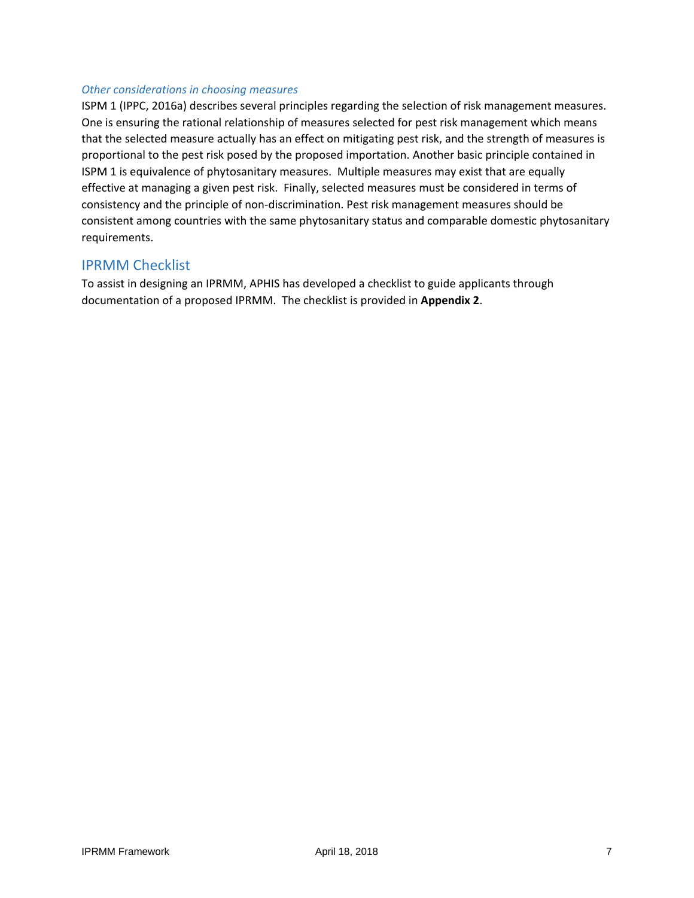*Other considerations in choosing measures*

ISPM 1 (IPPC, 2016a) describes several principles regarding the selection of risk management measures. One is ensuring the rational relationship of measures selected for pest risk management which means that the selected measure actually has an effect on mitigating pest risk, and the strength of measures is proportional to the pest risk posed by the proposed importation. Another basic principle contained in ISPM 1 is equivalence of phytosanitary measures. Multiple measures may exist that are equally effective at managing a given pest risk. Finally, selected measures must be considered in terms of consistency and the principle of non-discrimination. Pest risk management measures should be consistent among countries with the same phytosanitary status and comparable domestic phytosanitary requirements.

## IPRMM Checklist

To assist in designing an IPRMM, APHIS has developed a checklist to guide applicants through documentation of a proposed IPRMM. The checklist is provided in **Appendix 2**.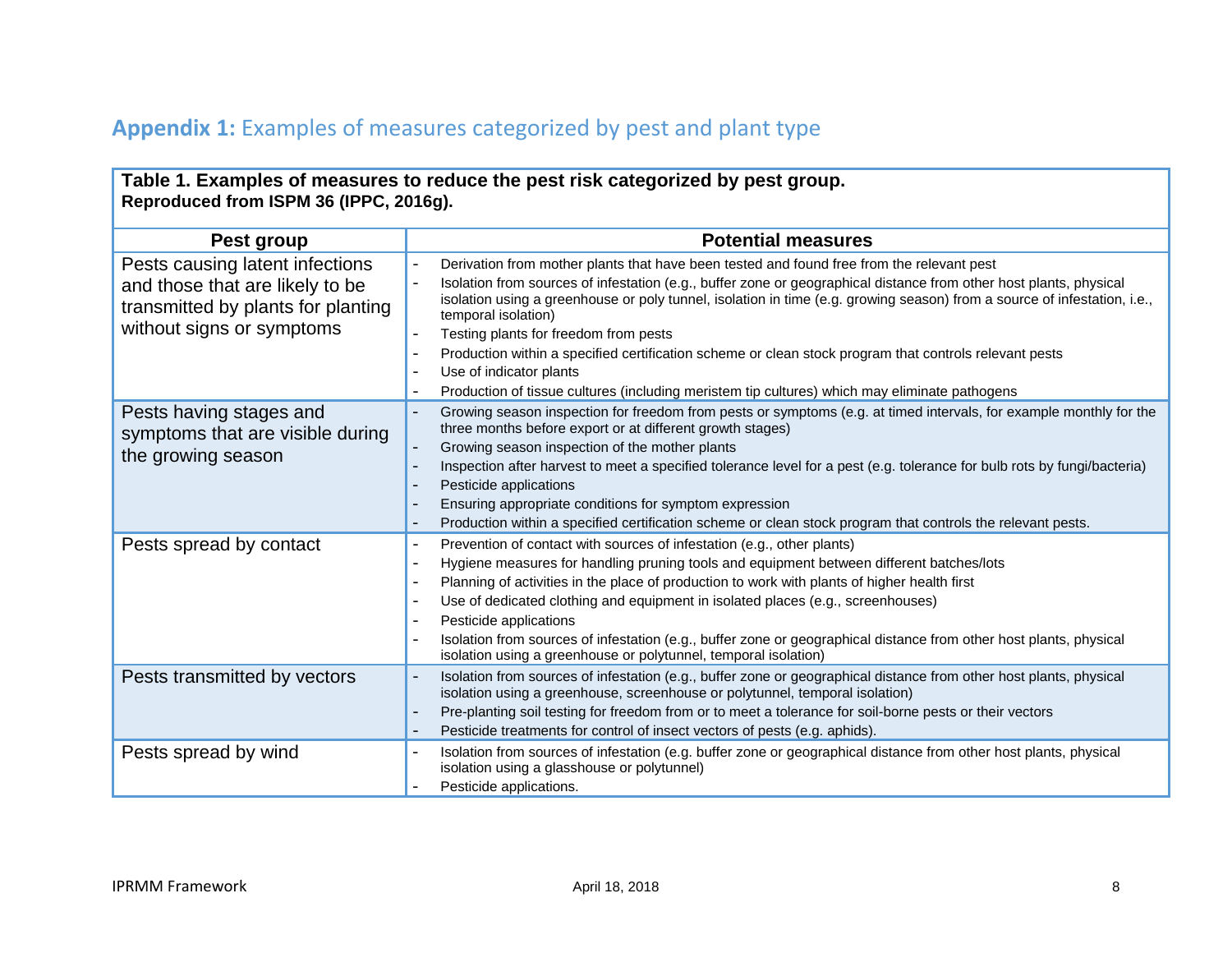## **Appendix 1:** Examples of measures categorized by pest and plant type

**Table 1. Examples of measures to reduce the pest risk categorized by pest group.**
**Reproduced from ISPM 36 (IPPC, 2016g).**

| Pest group | Potential measures |
|---|---|
| Pests causing latent infections and those that are likely to be transmitted by plants for planting without signs or symptoms | - Derivation from mother plants that have been tested and found free from the relevant pest<br>- Isolation from sources of infestation (e.g., buffer zone or geographical distance from other host plants, physical isolation using a greenhouse or poly tunnel, isolation in time (e.g. growing season) from a source of infestation, i.e., temporal isolation)<br>- Testing plants for freedom from pests<br>- Production within a specified certification scheme or clean stock program that controls relevant pests<br>- Use of indicator plants<br>- Production of tissue cultures (including meristem tip cultures) which may eliminate pathogens |
| Pests having stages and symptoms that are visible during the growing season | - Growing season inspection for freedom from pests or symptoms (e.g. at timed intervals, for example monthly for the three months before export or at different growth stages)<br>- Growing season inspection of the mother plants<br>- Inspection after harvest to meet a specified tolerance level for a pest (e.g. tolerance for bulb rots by fungi/bacteria)<br>- Pesticide applications<br>- Ensuring appropriate conditions for symptom expression<br>- Production within a specified certification scheme or clean stock program that controls the relevant pests. |
| Pests spread by contact | - Prevention of contact with sources of infestation (e.g., other plants)<br>- Hygiene measures for handling pruning tools and equipment between different batches/lots<br>- Planning of activities in the place of production to work with plants of higher health first<br>- Use of dedicated clothing and equipment in isolated places (e.g., screenhouses)<br>- Pesticide applications<br>- Isolation from sources of infestation (e.g., buffer zone or geographical distance from other host plants, physical isolation using a greenhouse or polytunnel, temporal isolation) |
| Pests transmitted by vectors | - Isolation from sources of infestation (e.g., buffer zone or geographical distance from other host plants, physical isolation using a greenhouse, screenhouse or polytunnel, temporal isolation)<br>- Pre-planting soil testing for freedom from or to meet a tolerance for soil-borne pests or their vectors<br>- Pesticide treatments for control of insect vectors of pests (e.g. aphids). |
| Pests spread by wind | - Isolation from sources of infestation (e.g. buffer zone or geographical distance from other host plants, physical isolation using a glasshouse or polytunnel)<br>- Pesticide applications. |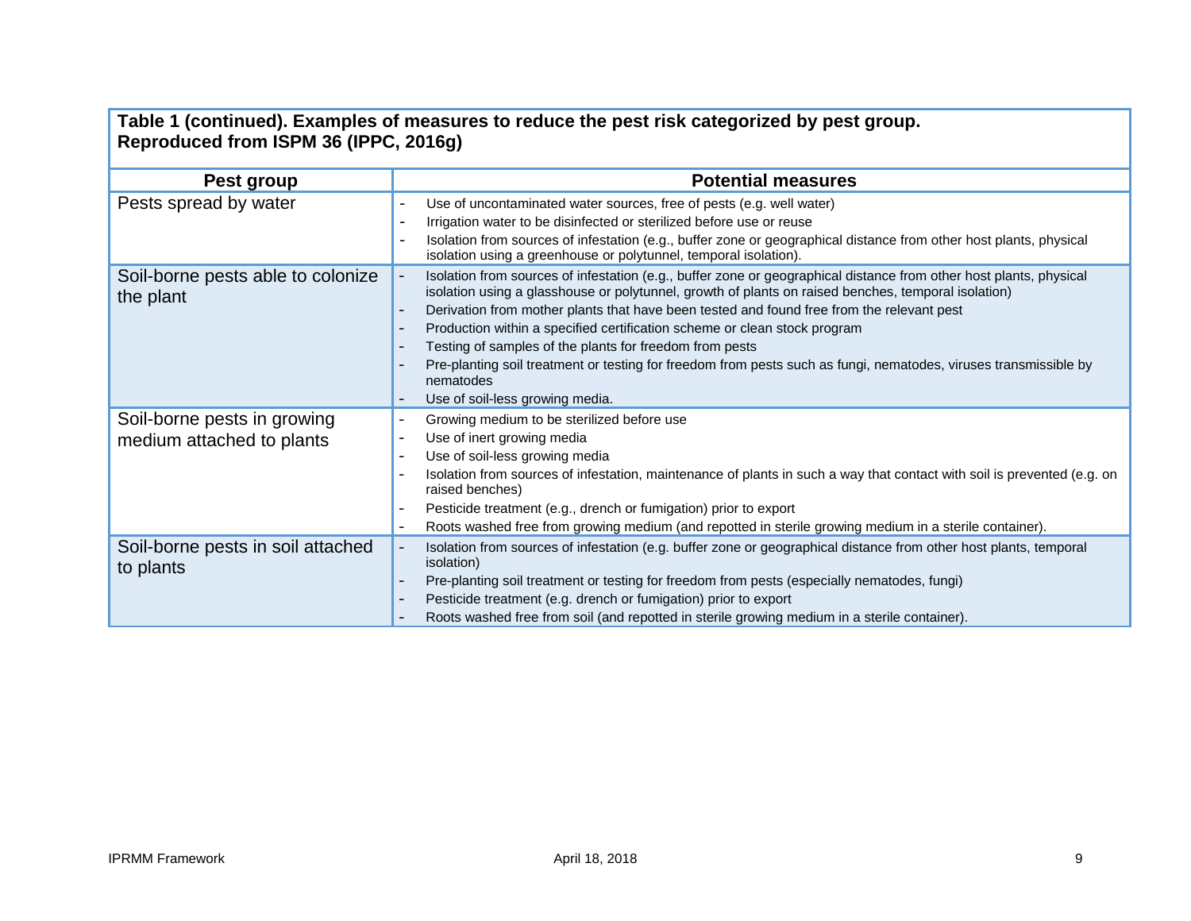**Table 1 (continued). Examples of measures to reduce the pest risk categorized by pest group. Reproduced from ISPM 36 (IPPC, 2016g)**

| Pest group | Potential measures |
|---|---|
| Pests spread by water | - Use of uncontaminated water sources, free of pests (e.g. well water)<br>- Irrigation water to be disinfected or sterilized before use or reuse<br>- Isolation from sources of infestation (e.g., buffer zone or geographical distance from other host plants, physical isolation using a greenhouse or polytunnel, temporal isolation). |
| Soil-borne pests able to colonize the plant | - Isolation from sources of infestation (e.g., buffer zone or geographical distance from other host plants, physical isolation using a glasshouse or polytunnel, growth of plants on raised benches, temporal isolation)<br>- Derivation from mother plants that have been tested and found free from the relevant pest<br>- Production within a specified certification scheme or clean stock program<br>- Testing of samples of the plants for freedom from pests<br>- Pre-planting soil treatment or testing for freedom from pests such as fungi, nematodes, viruses transmissible by nematodes<br>- Use of soil-less growing media. |
| Soil-borne pests in growing medium attached to plants | - Growing medium to be sterilized before use<br>- Use of inert growing media<br>- Use of soil-less growing media<br>- Isolation from sources of infestation, maintenance of plants in such a way that contact with soil is prevented (e.g. on raised benches)<br>- Pesticide treatment (e.g., drench or fumigation) prior to export<br>- Roots washed free from growing medium (and repotted in sterile growing medium in a sterile container). |
| Soil-borne pests in soil attached to plants | - Isolation from sources of infestation (e.g. buffer zone or geographical distance from other host plants, temporal isolation)<br>- Pre-planting soil treatment or testing for freedom from pests (especially nematodes, fungi)<br>- Pesticide treatment (e.g. drench or fumigation) prior to export<br>- Roots washed free from soil (and repotted in sterile growing medium in a sterile container). |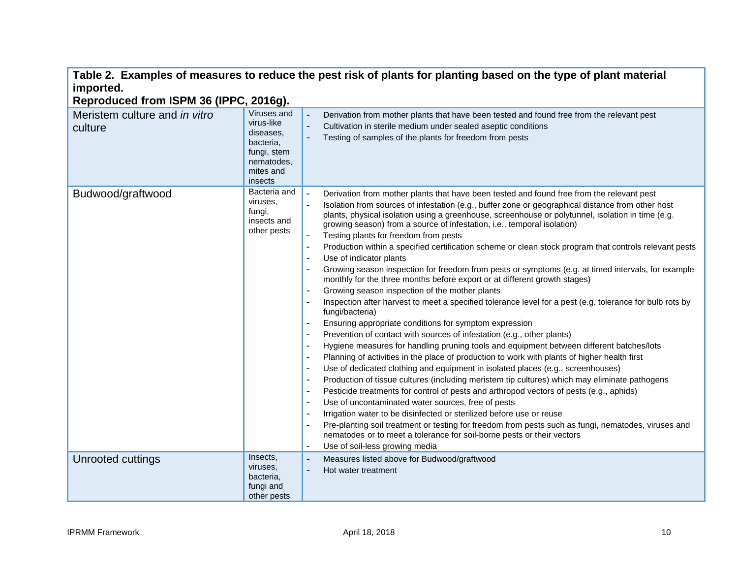**Table 2. Examples of measures to reduce the pest risk of plants for planting based on the type of plant material imported.**
**Reproduced from ISPM 36 (IPPC, 2016g).**

| | | |
|---|---|---|
| Meristem culture and *in vitro* culture | Viruses and virus-like diseases, bacteria, fungi, stem nematodes, mites and insects | - Derivation from mother plants that have been tested and found free from the relevant pest<br>- Cultivation in sterile medium under sealed aseptic conditions<br>- Testing of samples of the plants for freedom from pests |
| Budwood/graftwood | Bacteria and viruses, fungi, insects and other pests | - Derivation from mother plants that have been tested and found free from the relevant pest<br>- Isolation from sources of infestation (e.g., buffer zone or geographical distance from other host plants, physical isolation using a greenhouse, screenhouse or polytunnel, isolation in time (e.g. growing season) from a source of infestation, i.e., temporal isolation)<br>- Testing plants for freedom from pests<br>- Production within a specified certification scheme or clean stock program that controls relevant pests<br>- Use of indicator plants<br>- Growing season inspection for freedom from pests or symptoms (e.g. at timed intervals, for example monthly for the three months before export or at different growth stages)<br>- Growing season inspection of the mother plants<br>- Inspection after harvest to meet a specified tolerance level for a pest (e.g. tolerance for bulb rots by fungi/bacteria)<br>- Ensuring appropriate conditions for symptom expression<br>- Prevention of contact with sources of infestation (e.g., other plants)<br>- Hygiene measures for handling pruning tools and equipment between different batches/lots<br>- Planning of activities in the place of production to work with plants of higher health first<br>- Use of dedicated clothing and equipment in isolated places (e.g., screenhouses)<br>- Production of tissue cultures (including meristem tip cultures) which may eliminate pathogens<br>- Pesticide treatments for control of pests and arthropod vectors of pests (e.g., aphids)<br>- Use of uncontaminated water sources, free of pests<br>- Irrigation water to be disinfected or sterilized before use or reuse<br>- Pre-planting soil treatment or testing for freedom from pests such as fungi, nematodes, viruses and nematodes or to meet a tolerance for soil-borne pests or their vectors<br>- Use of soil-less growing media |
| Unrooted cuttings | Insects, viruses, bacteria, fungi and other pests | - Measures listed above for Budwood/graftwood<br>- Hot water treatment |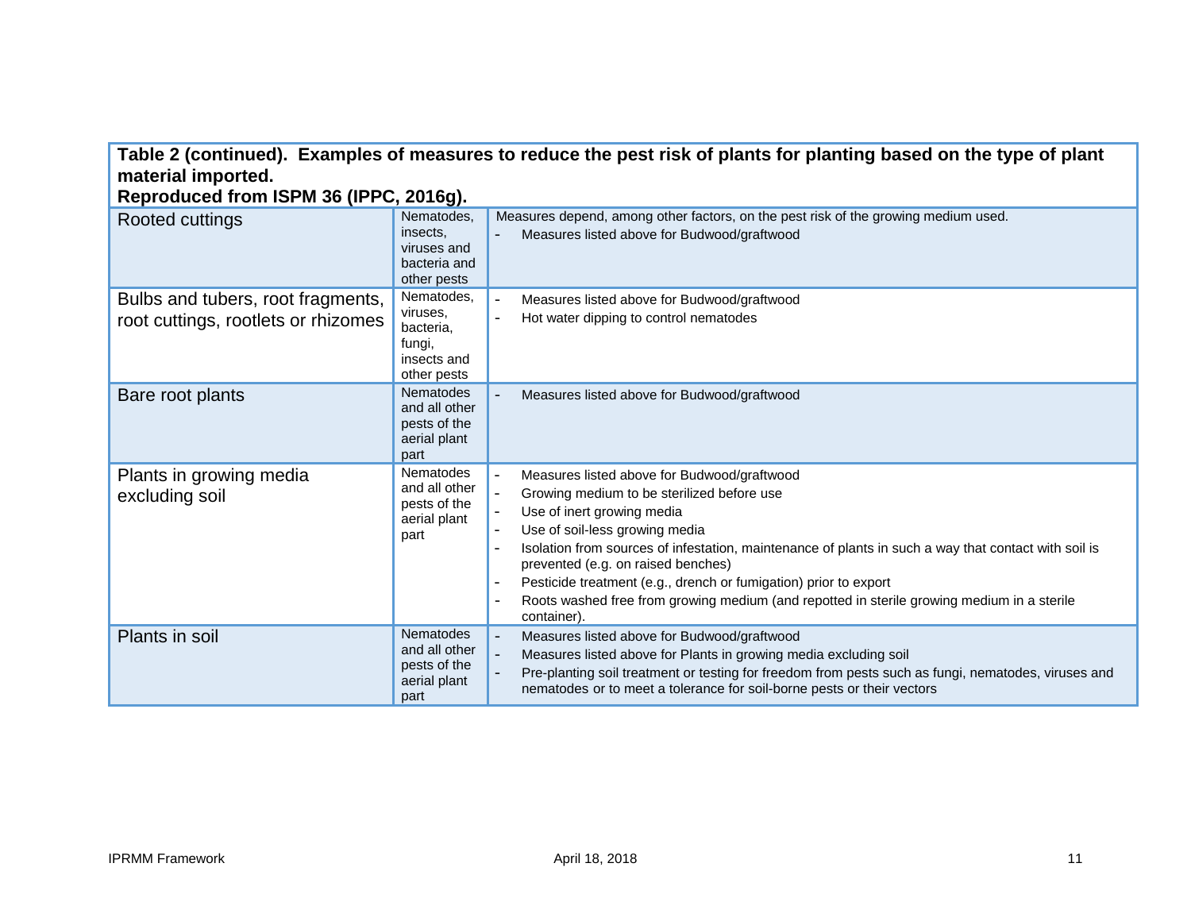**Table 2 (continued). Examples of measures to reduce the pest risk of plants for planting based on the type of plant material imported.**
**Reproduced from ISPM 36 (IPPC, 2016g).**

| | | |
|---|---|---|
| Rooted cuttings | Nematodes, insects, viruses and bacteria and other pests | Measures depend, among other factors, on the pest risk of the growing medium used.<br>- Measures listed above for Budwood/graftwood |
| Bulbs and tubers, root fragments, root cuttings, rootlets or rhizomes | Nematodes, viruses, bacteria, fungi, insects and other pests | - Measures listed above for Budwood/graftwood<br>- Hot water dipping to control nematodes |
| Bare root plants | Nematodes and all other pests of the aerial plant part | - Measures listed above for Budwood/graftwood |
| Plants in growing media excluding soil | Nematodes and all other pests of the aerial plant part | - Measures listed above for Budwood/graftwood<br>- Growing medium to be sterilized before use<br>- Use of inert growing media<br>- Use of soil-less growing media<br>- Isolation from sources of infestation, maintenance of plants in such a way that contact with soil is prevented (e.g. on raised benches)<br>- Pesticide treatment (e.g., drench or fumigation) prior to export<br>- Roots washed free from growing medium (and repotted in sterile growing medium in a sterile container). |
| Plants in soil | Nematodes and all other pests of the aerial plant part | - Measures listed above for Budwood/graftwood<br>- Measures listed above for Plants in growing media excluding soil<br>- Pre-planting soil treatment or testing for freedom from pests such as fungi, nematodes, viruses and nematodes or to meet a tolerance for soil-borne pests or their vectors |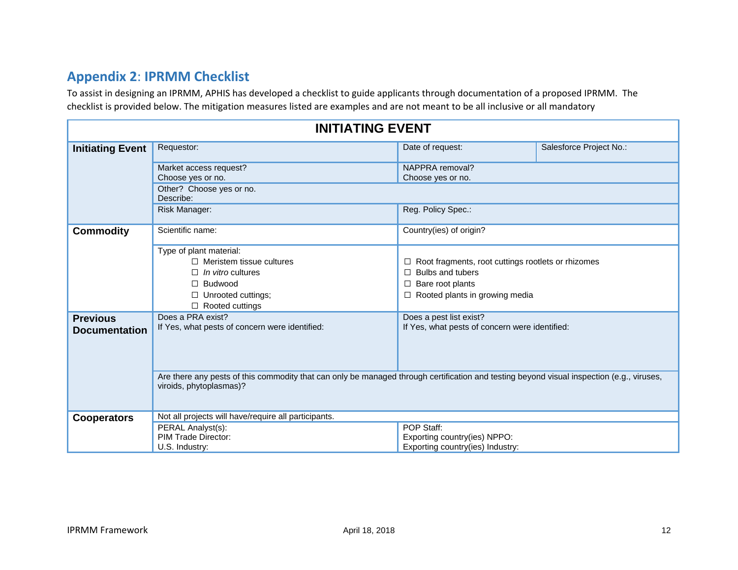## Appendix 2: IPRMM Checklist

To assist in designing an IPRMM, APHIS has developed a checklist to guide applicants through documentation of a proposed IPRMM. The checklist is provided below. The mitigation measures listed are examples and are not meant to be all inclusive or all mandatory

| INITIATING EVENT | | | |
|---|---|---|---|
| **Initiating Event** | Requestor: | Date of request: | Salesforce Project No.: |
| | Market access request?<br>Choose yes or no. | NAPPRA removal?<br>Choose yes or no. | |
| | Other? Choose yes or no.<br>Describe: | | |
| | Risk Manager: | Reg. Policy Spec.: | |
| **Commodity** | Scientific name: | Country(ies) of origin? | |
| | Type of plant material:<br>☐ Meristem tissue cultures<br>☐ *In vitro* cultures<br>☐ Budwood<br>☐ Unrooted cuttings;<br>☐ Rooted cuttings | ☐ Root fragments, root cuttings rootlets or rhizomes<br>☐ Bulbs and tubers<br>☐ Bare root plants<br>☐ Rooted plants in growing media | |
| **Previous Documentation** | Does a PRA exist?<br>If Yes, what pests of concern were identified: | Does a pest list exist?<br>If Yes, what pests of concern were identified: | |
| | Are there any pests of this commodity that can only be managed through certification and testing beyond visual inspection (e.g., viruses, viroids, phytoplasmas)? | | |
| **Cooperators** | Not all projects will have/require all participants. | | |
| | PERAL Analyst(s):<br>PIM Trade Director:<br>U.S. Industry: | POP Staff:<br>Exporting country(ies) NPPO:<br>Exporting country(ies) Industry: | |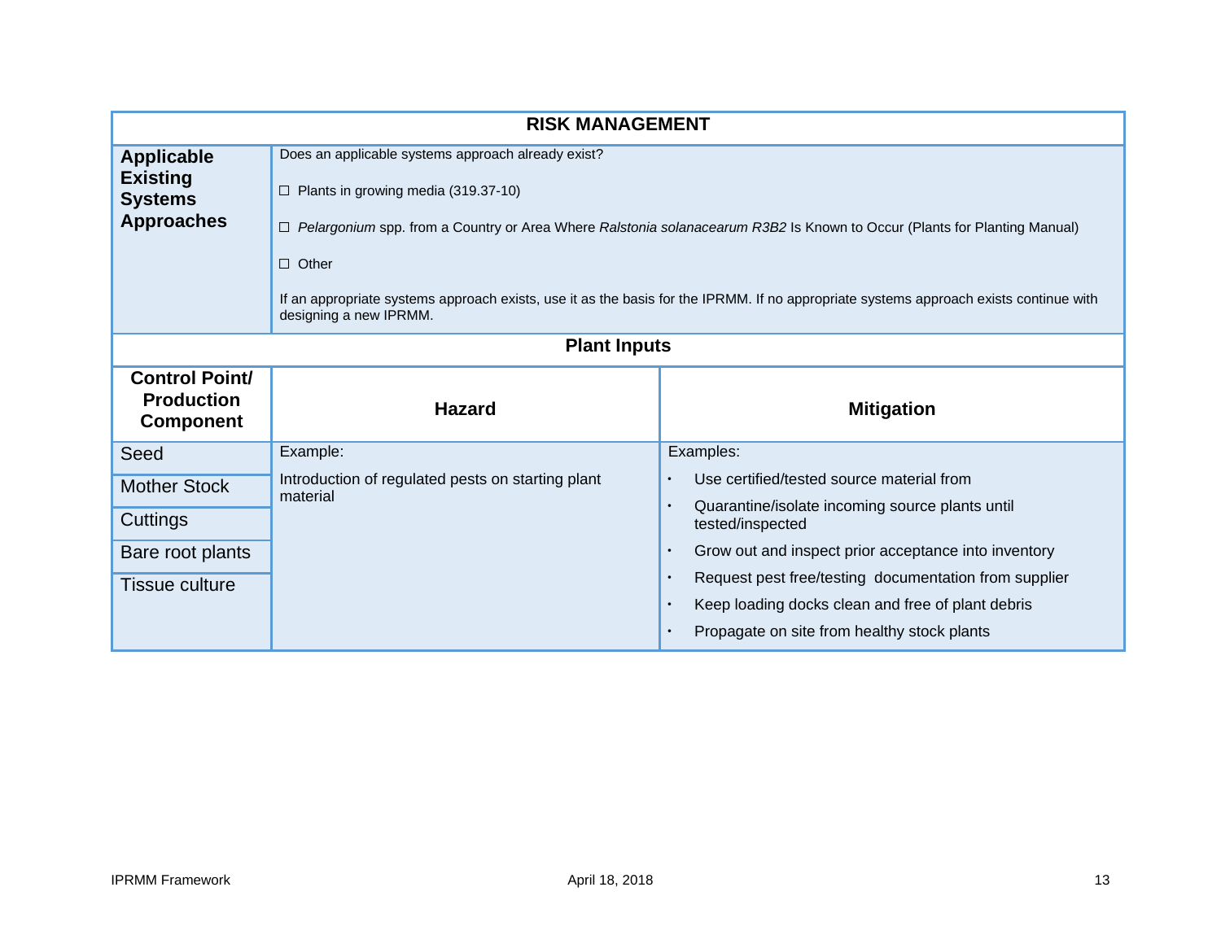| RISK MANAGEMENT | | |
|---|---|---|
| **Applicable Existing Systems Approaches** | Does an applicable systems approach already exist?<br><br>☐ Plants in growing media (319.37-10)<br><br>☐ *Pelargonium* spp. from a Country or Area Where *Ralstonia solanacearum R3B2* Is Known to Occur (Plants for Planting Manual)<br><br>☐ Other<br><br>If an appropriate systems approach exists, use it as the basis for the IPRMM. If no appropriate systems approach exists continue with designing a new IPRMM. | |
| **Plant Inputs** | | |
| **Control Point/ Production Component** | **Hazard** | **Mitigation** |
| Seed<br>Mother Stock<br>Cuttings<br>Bare root plants<br>Tissue culture | Example:<br><br>Introduction of regulated pests on starting plant material | Examples:<br><br>• Use certified/tested source material from<br>• Quarantine/isolate incoming source plants until tested/inspected<br>• Grow out and inspect prior acceptance into inventory<br>• Request pest free/testing documentation from supplier<br>• Keep loading docks clean and free of plant debris<br>• Propagate on site from healthy stock plants |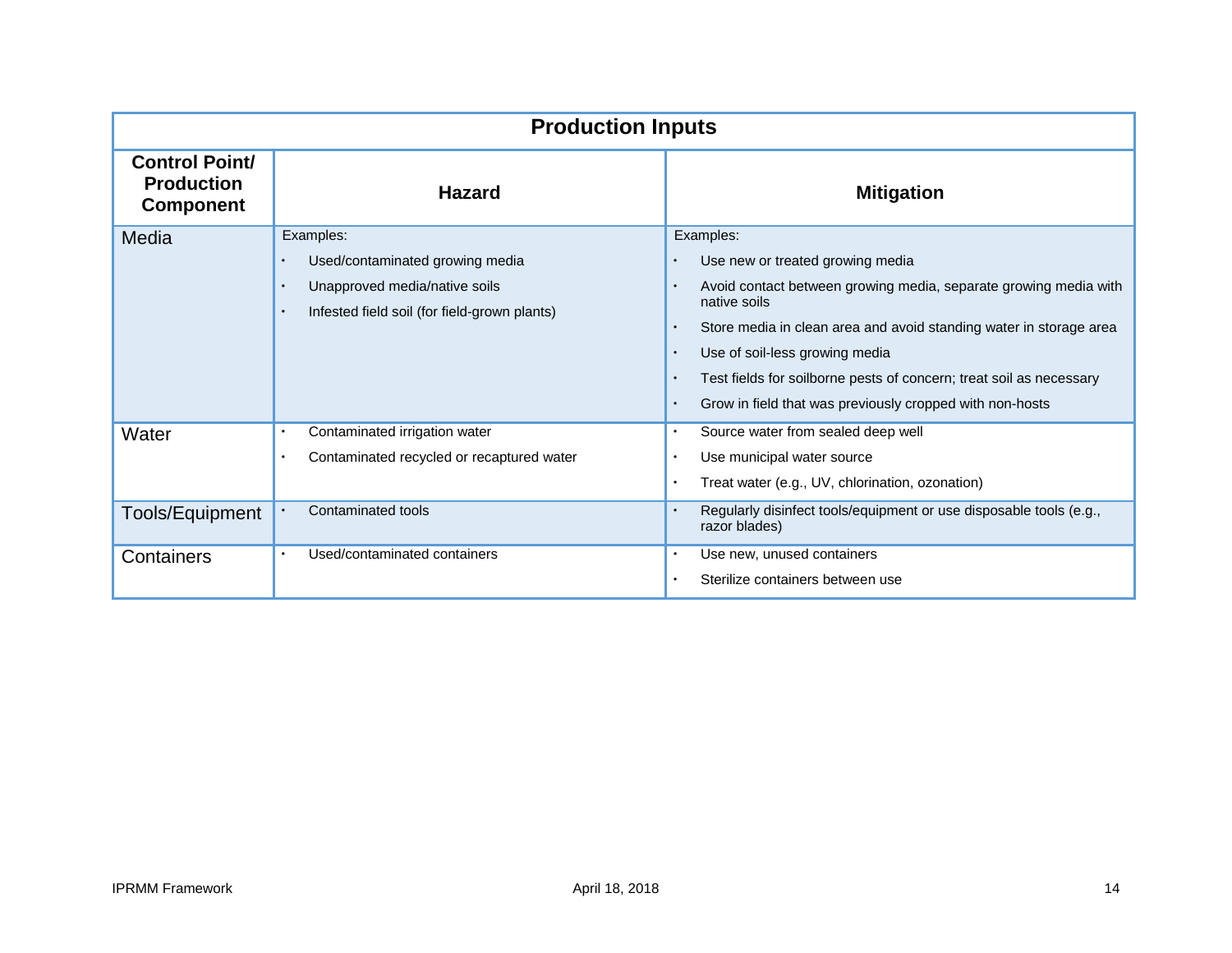| Production Inputs | | |
|---|---|---|
| **Control Point/ Production Component** | **Hazard** | **Mitigation** |
| Media | Examples:<br>• Used/contaminated growing media<br>• Unapproved media/native soils<br>• Infested field soil (for field-grown plants) | Examples:<br>• Use new or treated growing media<br>• Avoid contact between growing media, separate growing media with native soils<br>• Store media in clean area and avoid standing water in storage area<br>• Use of soil-less growing media<br>• Test fields for soilborne pests of concern; treat soil as necessary<br>• Grow in field that was previously cropped with non-hosts |
| Water | • Contaminated irrigation water<br>• Contaminated recycled or recaptured water | • Source water from sealed deep well<br>• Use municipal water source<br>• Treat water (e.g., UV, chlorination, ozonation) |
| Tools/Equipment | • Contaminated tools | • Regularly disinfect tools/equipment or use disposable tools (e.g., razor blades) |
| Containers | • Used/contaminated containers | • Use new, unused containers<br>• Sterilize containers between use |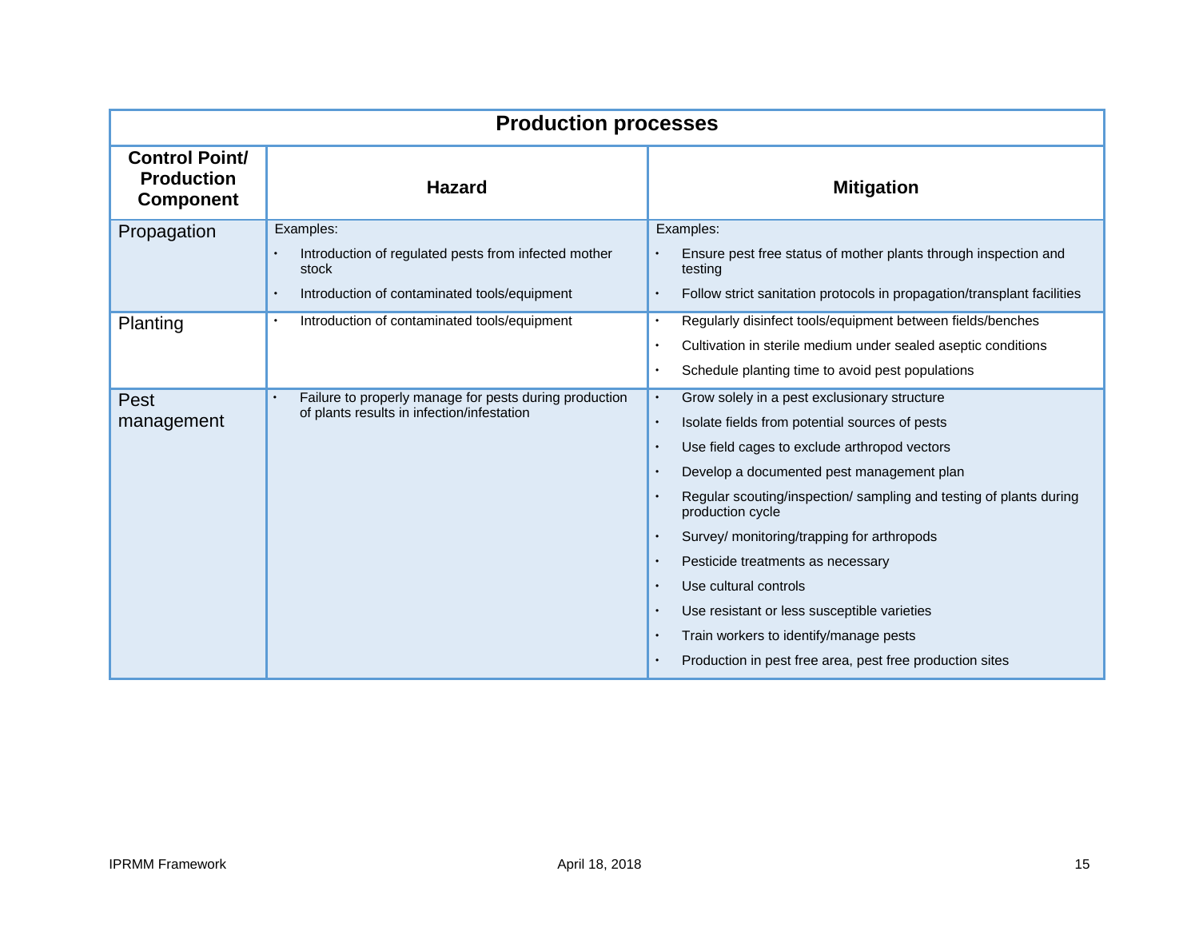| Production processes | | |
|---|---|---|
| **Control Point/ Production Component** | **Hazard** | **Mitigation** |
| Propagation | Examples:<br>• Introduction of regulated pests from infected mother stock<br>• Introduction of contaminated tools/equipment | Examples:<br>• Ensure pest free status of mother plants through inspection and testing<br>• Follow strict sanitation protocols in propagation/transplant facilities |
| Planting | • Introduction of contaminated tools/equipment | • Regularly disinfect tools/equipment between fields/benches<br>• Cultivation in sterile medium under sealed aseptic conditions<br>• Schedule planting time to avoid pest populations |
| Pest management | • Failure to properly manage for pests during production of plants results in infection/infestation | • Grow solely in a pest exclusionary structure<br>• Isolate fields from potential sources of pests<br>• Use field cages to exclude arthropod vectors<br>• Develop a documented pest management plan<br>• Regular scouting/inspection/ sampling and testing of plants during production cycle<br>• Survey/ monitoring/trapping for arthropods<br>• Pesticide treatments as necessary<br>• Use cultural controls<br>• Use resistant or less susceptible varieties<br>• Train workers to identify/manage pests<br>• Production in pest free area, pest free production sites |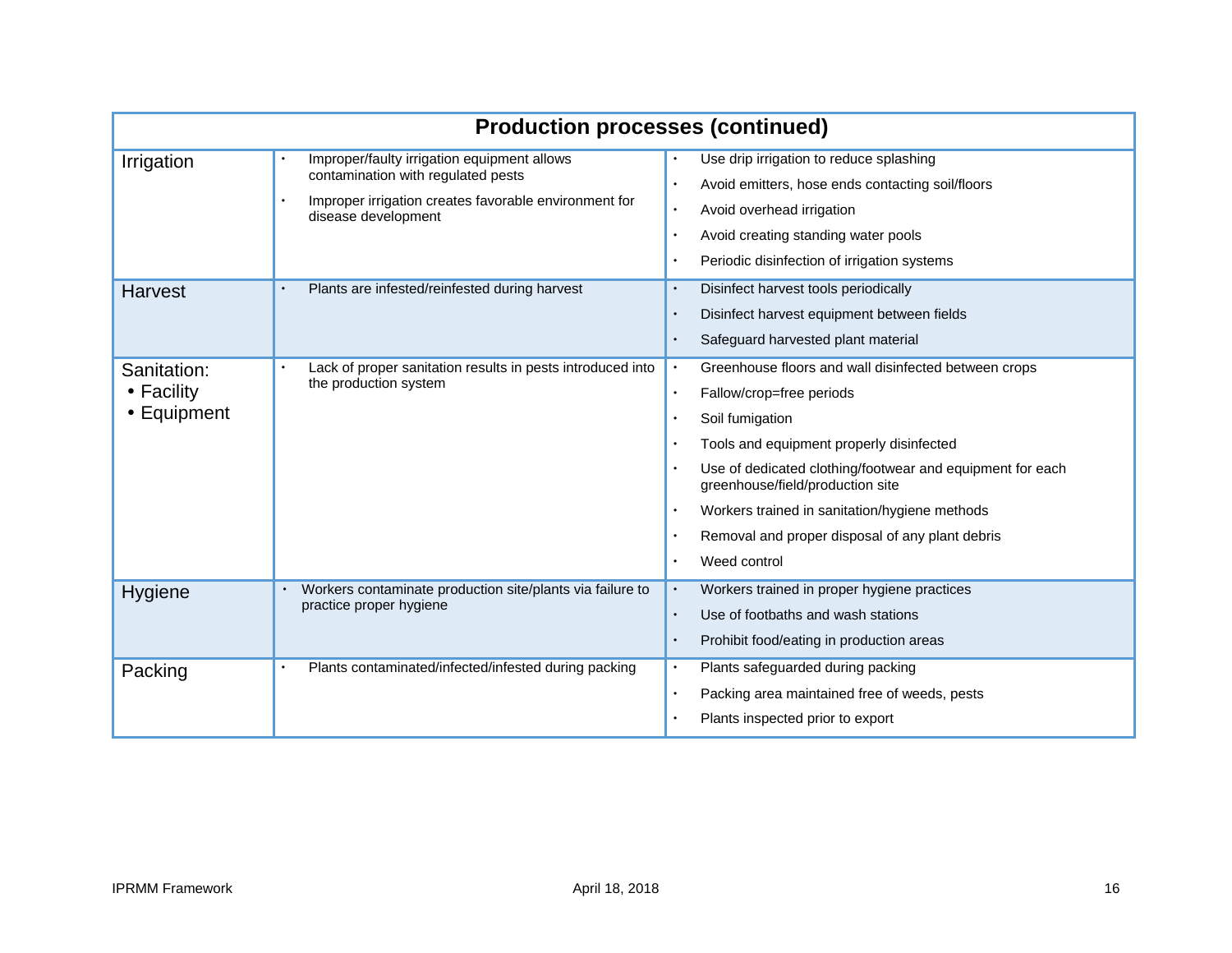| Production processes (continued) | | |
|---|---|---|
| Irrigation | • Improper/faulty irrigation equipment allows contamination with regulated pests<br>• Improper irrigation creates favorable environment for disease development | • Use drip irrigation to reduce splashing<br>• Avoid emitters, hose ends contacting soil/floors<br>• Avoid overhead irrigation<br>• Avoid creating standing water pools<br>• Periodic disinfection of irrigation systems |
| Harvest | • Plants are infested/reinfested during harvest | • Disinfect harvest tools periodically<br>• Disinfect harvest equipment between fields<br>• Safeguard harvested plant material |
| Sanitation:<br>• Facility<br>• Equipment | • Lack of proper sanitation results in pests introduced into the production system | • Greenhouse floors and wall disinfected between crops<br>• Fallow/crop=free periods<br>• Soil fumigation<br>• Tools and equipment properly disinfected<br>• Use of dedicated clothing/footwear and equipment for each greenhouse/field/production site<br>• Workers trained in sanitation/hygiene methods<br>• Removal and proper disposal of any plant debris<br>• Weed control |
| Hygiene | • Workers contaminate production site/plants via failure to practice proper hygiene | • Workers trained in proper hygiene practices<br>• Use of footbaths and wash stations<br>• Prohibit food/eating in production areas |
| Packing | • Plants contaminated/infected/infested during packing | • Plants safeguarded during packing<br>• Packing area maintained free of weeds, pests<br>• Plants inspected prior to export |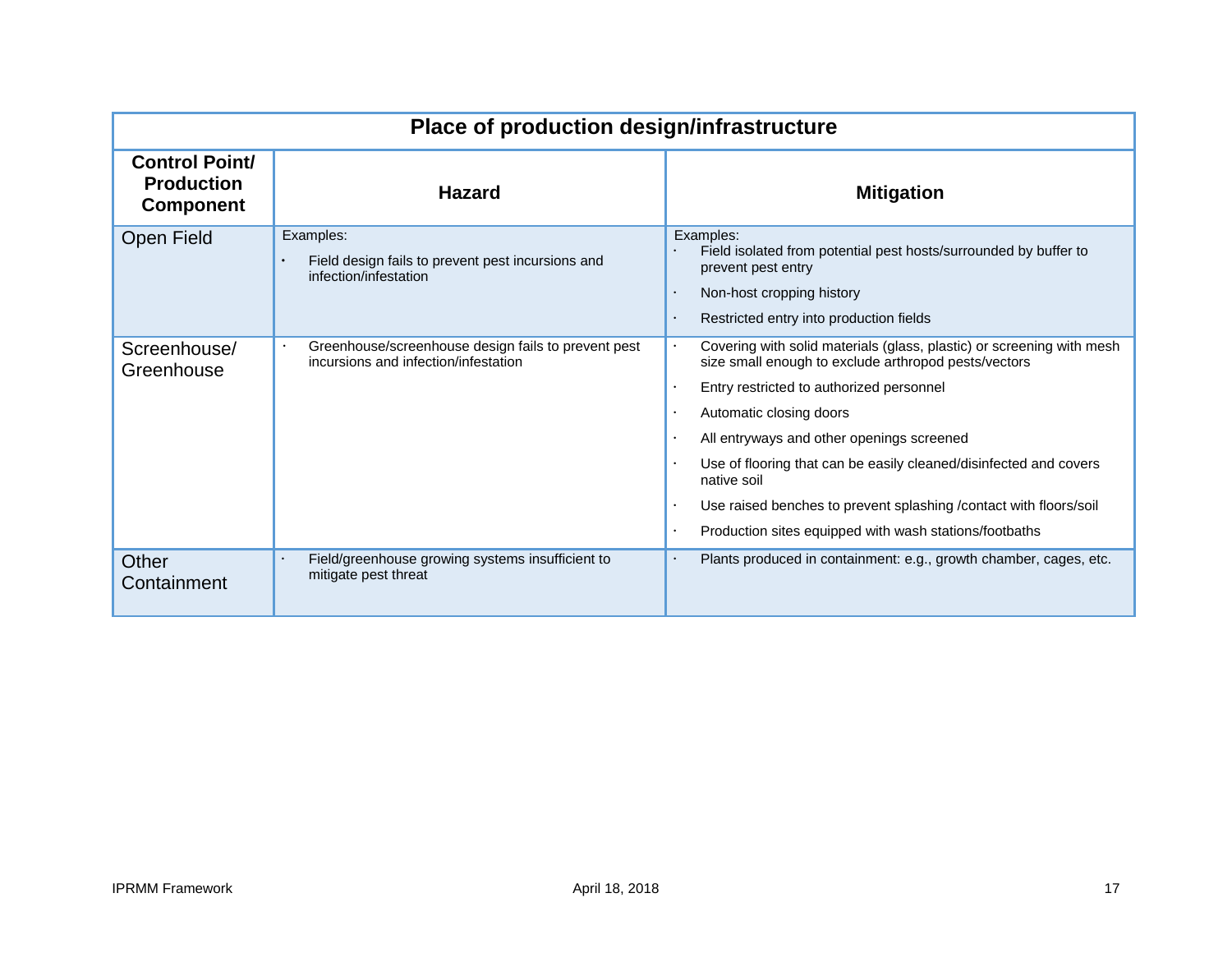| Place of production design/infrastructure | | |
|---|---|---|
| **Control Point/ Production Component** | **Hazard** | **Mitigation** |
| Open Field | Examples:<br>• Field design fails to prevent pest incursions and infection/infestation | Examples:<br>• Field isolated from potential pest hosts/surrounded by buffer to prevent pest entry<br>• Non-host cropping history<br>• Restricted entry into production fields |
| Screenhouse/ Greenhouse | • Greenhouse/screenhouse design fails to prevent pest incursions and infection/infestation | • Covering with solid materials (glass, plastic) or screening with mesh size small enough to exclude arthropod pests/vectors<br>• Entry restricted to authorized personnel<br>• Automatic closing doors<br>• All entryways and other openings screened<br>• Use of flooring that can be easily cleaned/disinfected and covers native soil<br>• Use raised benches to prevent splashing /contact with floors/soil<br>• Production sites equipped with wash stations/footbaths |
| Other Containment | • Field/greenhouse growing systems insufficient to mitigate pest threat | • Plants produced in containment: e.g., growth chamber, cages, etc. |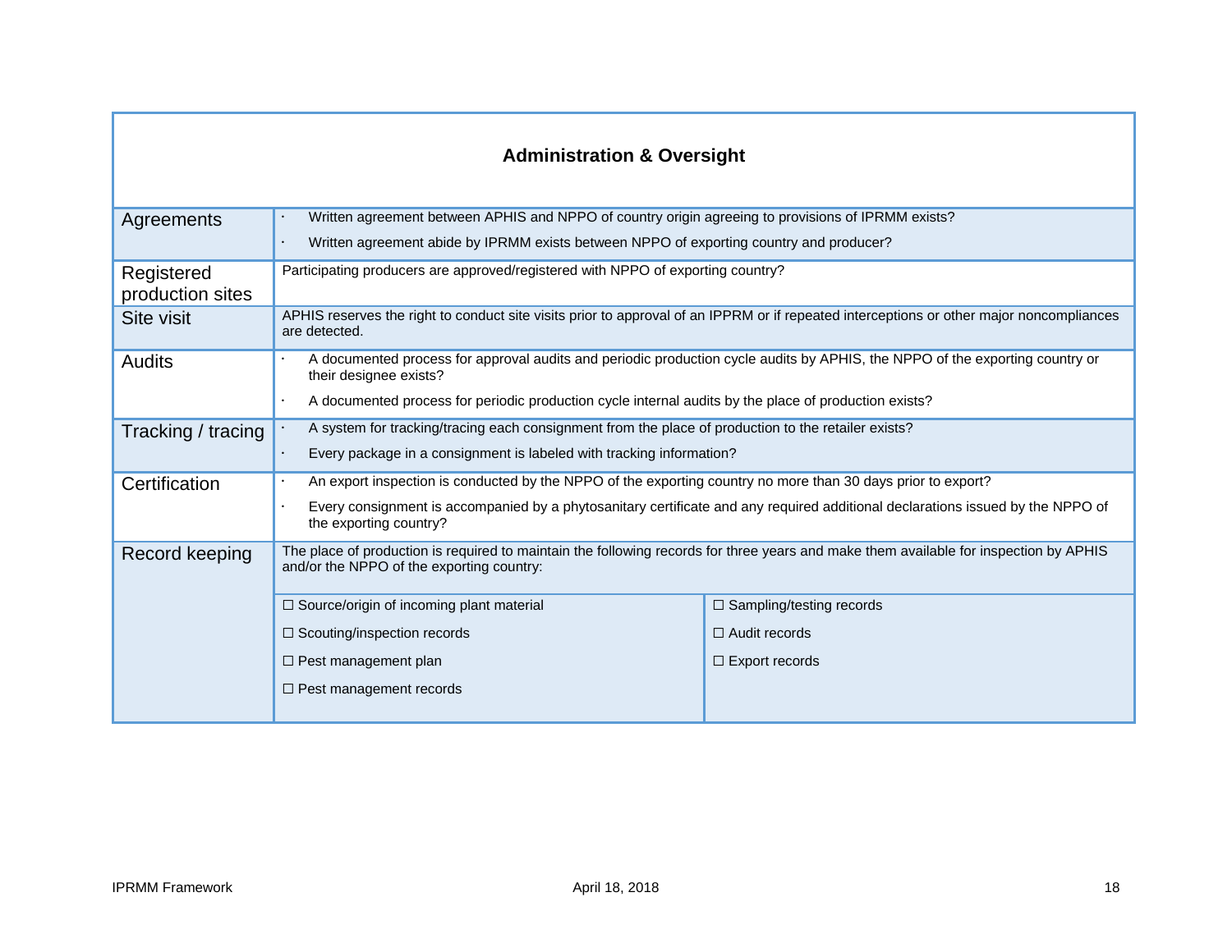| Administration & Oversight | | |
|---|---|---|
| Agreements | · Written agreement between APHIS and NPPO of country origin agreeing to provisions of IPRMM exists?<br>· Written agreement abide by IPRMM exists between NPPO of exporting country and producer? | |
| Registered production sites | Participating producers are approved/registered with NPPO of exporting country? | |
| Site visit | APHIS reserves the right to conduct site visits prior to approval of an IPPRM or if repeated interceptions or other major noncompliances are detected. | |
| Audits | · A documented process for approval audits and periodic production cycle audits by APHIS, the NPPO of the exporting country or their designee exists?<br>· A documented process for periodic production cycle internal audits by the place of production exists? | |
| Tracking / tracing | · A system for tracking/tracing each consignment from the place of production to the retailer exists?<br>· Every package in a consignment is labeled with tracking information? | |
| Certification | · An export inspection is conducted by the NPPO of the exporting country no more than 30 days prior to export?<br>· Every consignment is accompanied by a phytosanitary certificate and any required additional declarations issued by the NPPO of the exporting country? | |
| Record keeping | The place of production is required to maintain the following records for three years and make them available for inspection by APHIS and/or the NPPO of the exporting country: | |
| | ☐ Source/origin of incoming plant material<br>☐ Scouting/inspection records<br>☐ Pest management plan<br>☐ Pest management records | ☐ Sampling/testing records<br>☐ Audit records<br>☐ Export records |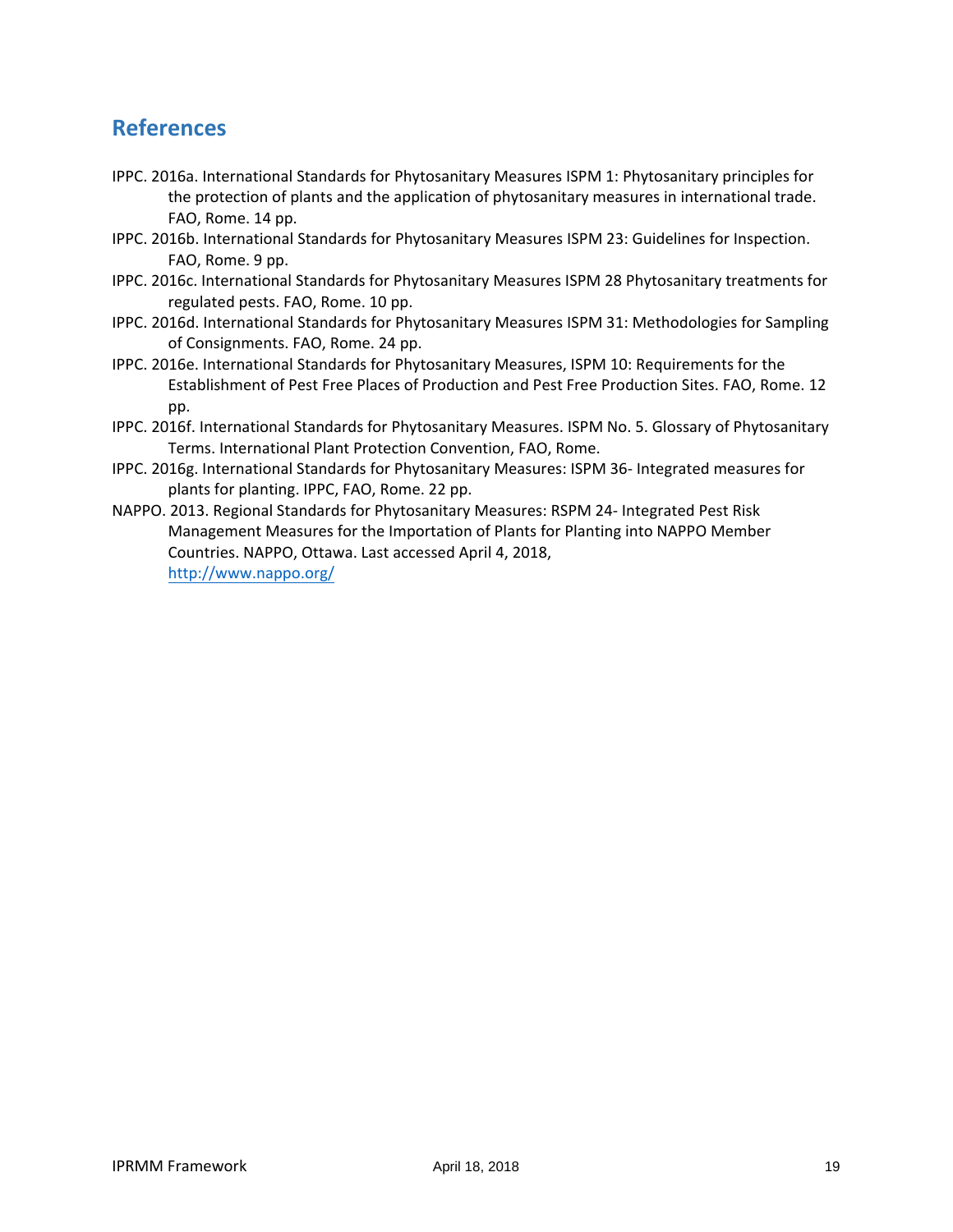## References

IPPC. 2016a. International Standards for Phytosanitary Measures ISPM 1: Phytosanitary principles for the protection of plants and the application of phytosanitary measures in international trade. FAO, Rome. 14 pp.

IPPC. 2016b. International Standards for Phytosanitary Measures ISPM 23: Guidelines for Inspection. FAO, Rome. 9 pp.

IPPC. 2016c. International Standards for Phytosanitary Measures ISPM 28 Phytosanitary treatments for regulated pests. FAO, Rome. 10 pp.

IPPC. 2016d. International Standards for Phytosanitary Measures ISPM 31: Methodologies for Sampling of Consignments. FAO, Rome. 24 pp.

IPPC. 2016e. International Standards for Phytosanitary Measures, ISPM 10: Requirements for the Establishment of Pest Free Places of Production and Pest Free Production Sites. FAO, Rome. 12 pp.

IPPC. 2016f. International Standards for Phytosanitary Measures. ISPM No. 5. Glossary of Phytosanitary Terms. International Plant Protection Convention, FAO, Rome.

IPPC. 2016g. International Standards for Phytosanitary Measures: ISPM 36- Integrated measures for plants for planting. IPPC, FAO, Rome. 22 pp.

NAPPO. 2013. Regional Standards for Phytosanitary Measures: RSPM 24- Integrated Pest Risk Management Measures for the Importation of Plants for Planting into NAPPO Member Countries. NAPPO, Ottawa. Last accessed April 4, 2018, http://www.nappo.org/